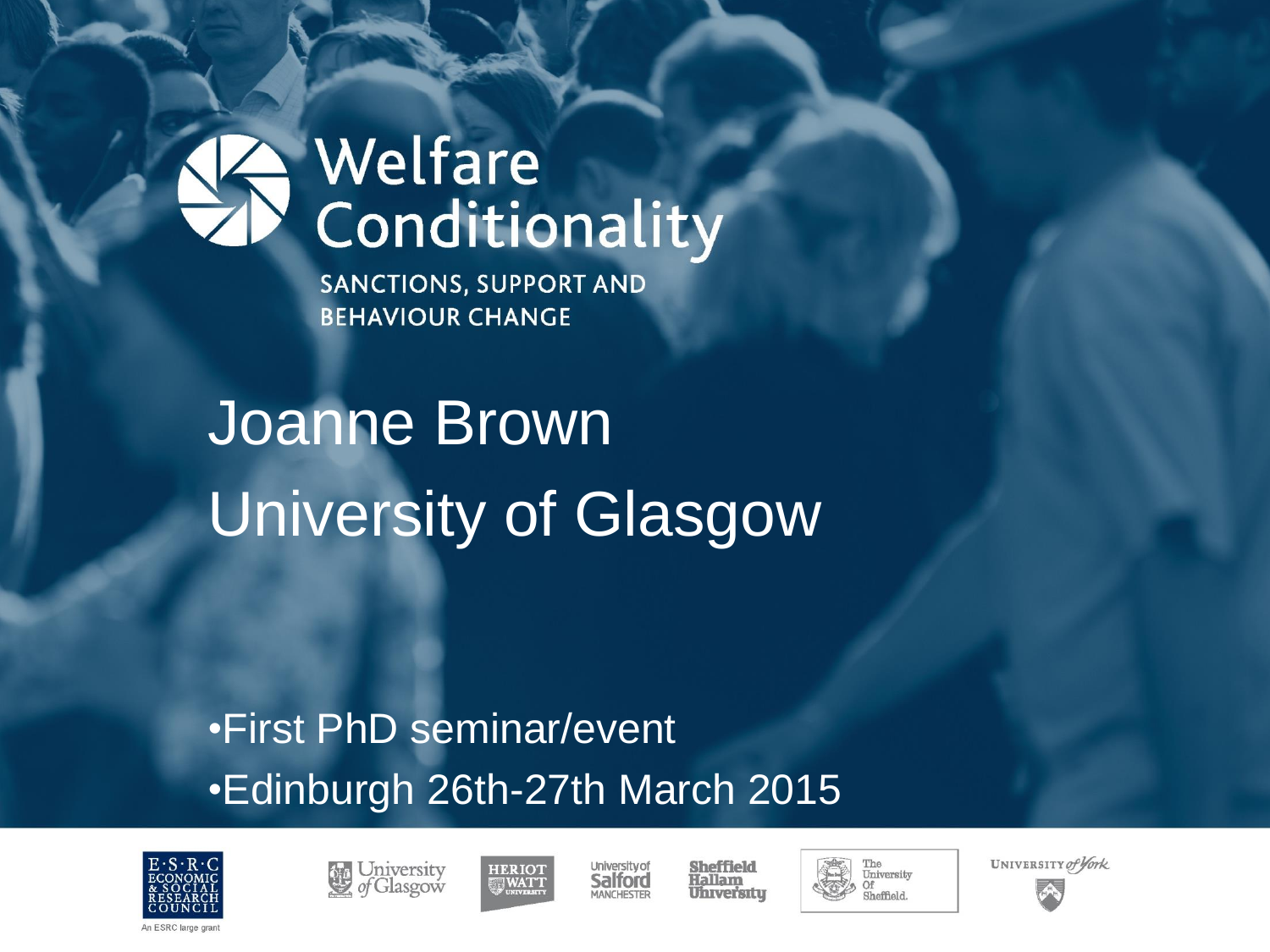# Welfare Conditionality

SANCTIONS, SUPPORT AND BEHAVIOUR CHANGE

## Joanne Brown
## University of Glasgow

- First PhD seminar/event
- Edinburgh 26th-27th March 2015

An ESRC large grant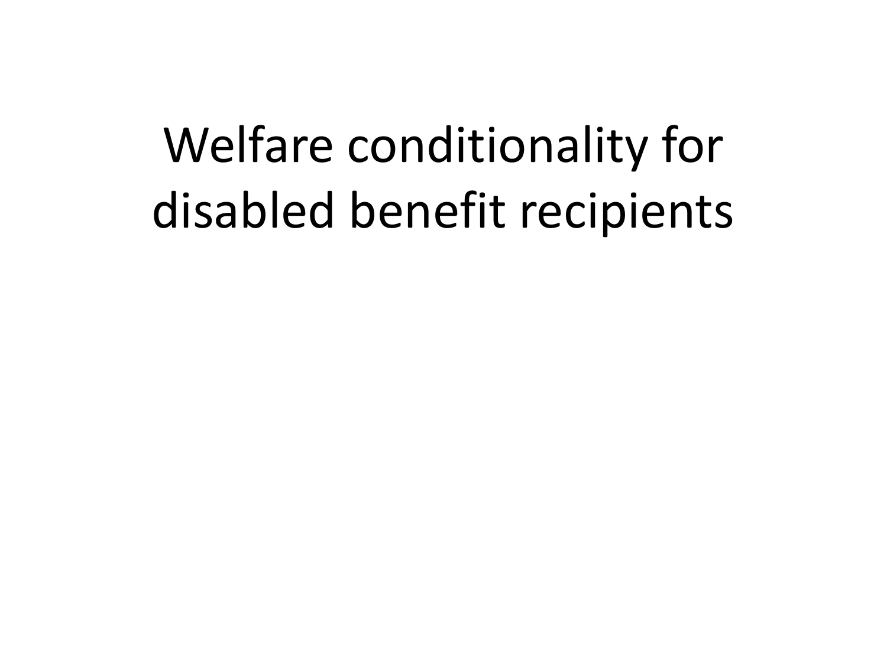# Welfare conditionality for disabled benefit recipients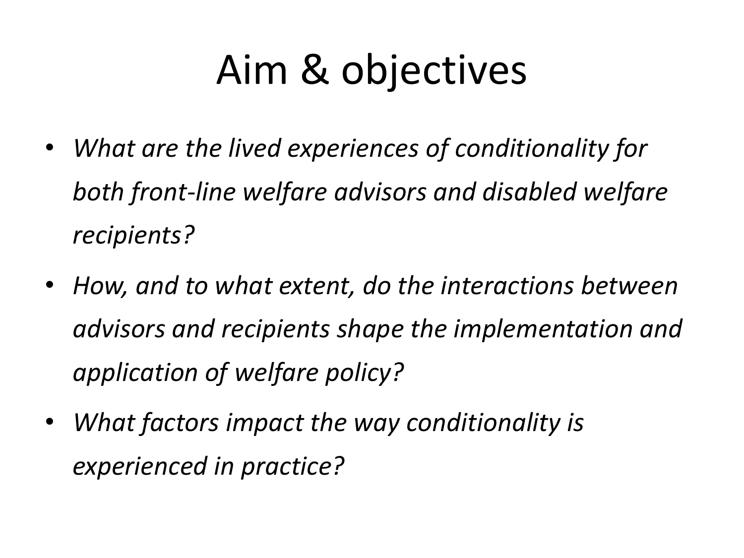# Aim & objectives

- *What are the lived experiences of conditionality for both front-line welfare advisors and disabled welfare recipients?*
- *How, and to what extent, do the interactions between advisors and recipients shape the implementation and application of welfare policy?*
- *What factors impact the way conditionality is experienced in practice?*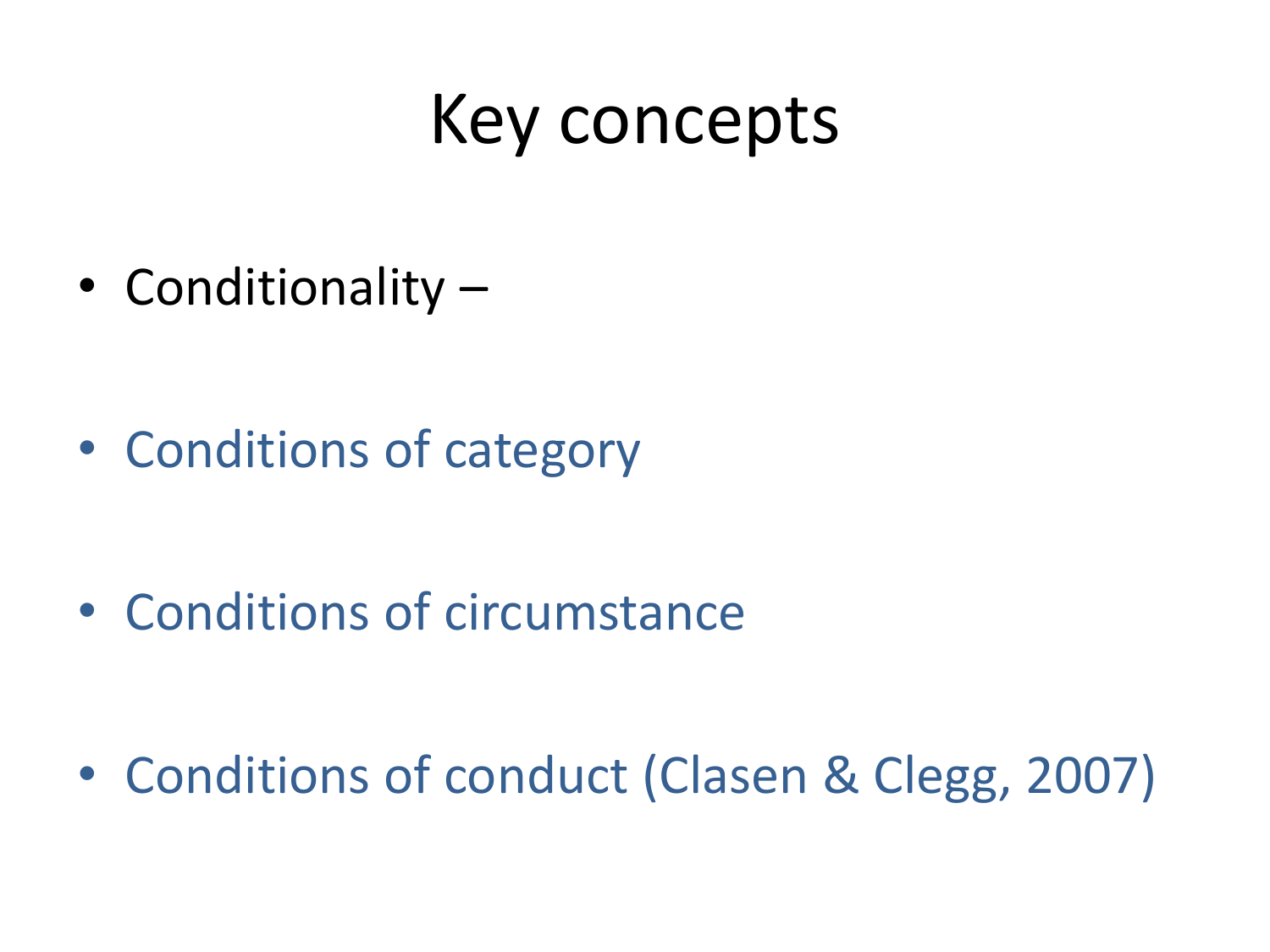# Key concepts

- Conditionality –
- Conditions of category
- Conditions of circumstance
- Conditions of conduct (Clasen & Clegg, 2007)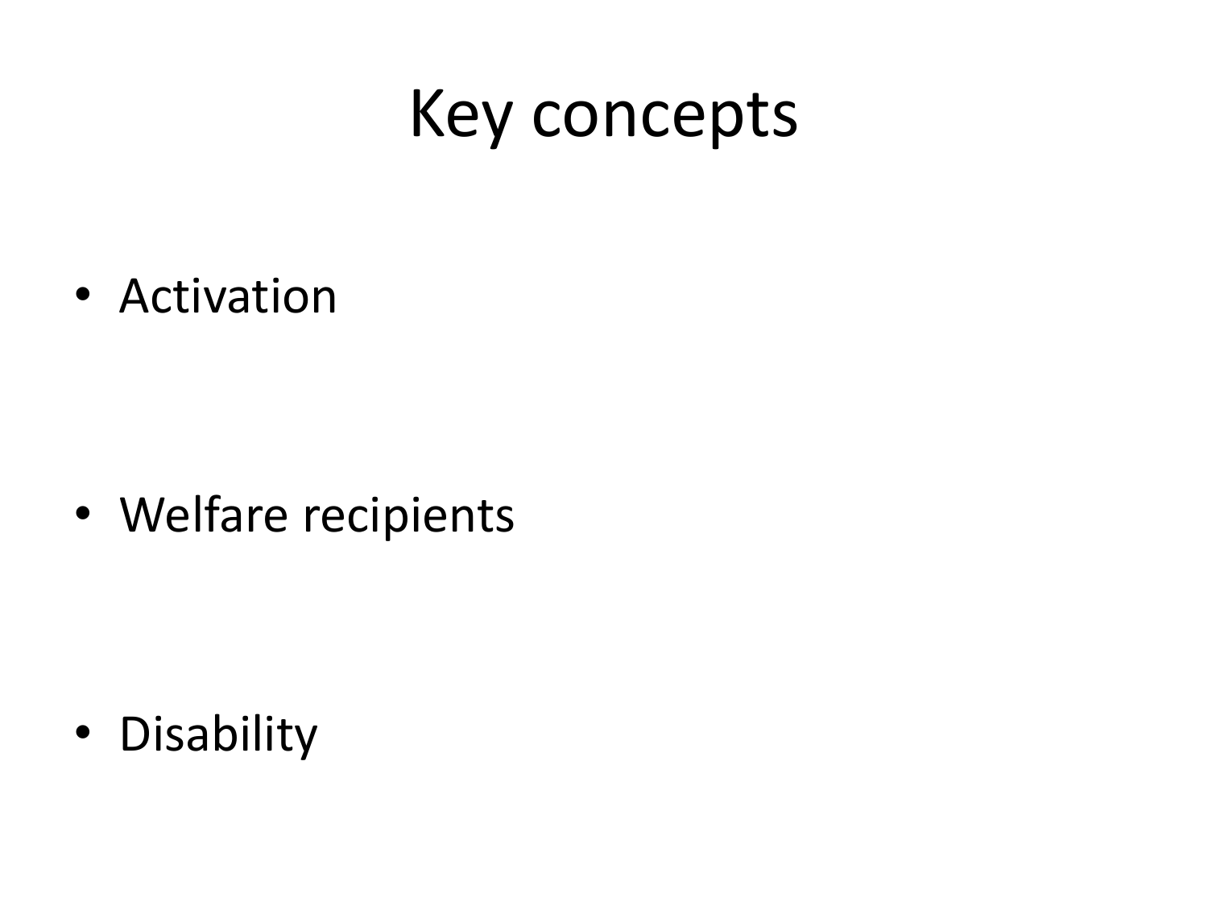# Key concepts

- Activation

- Welfare recipients

- Disability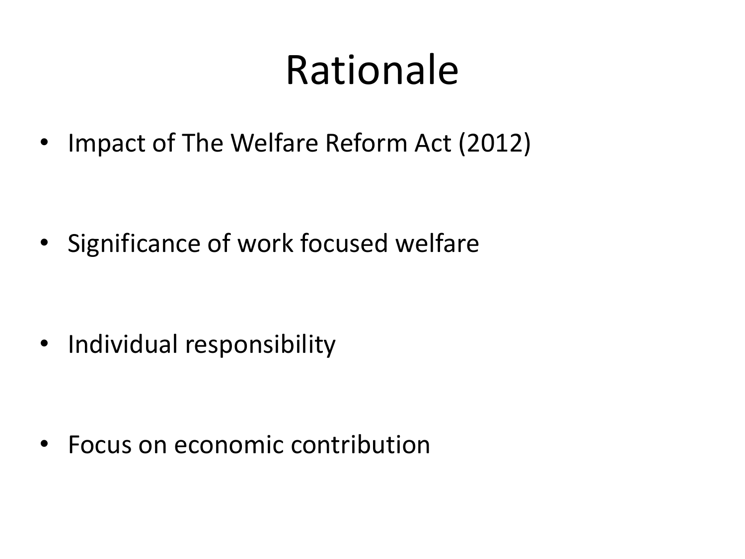# Rationale

- Impact of The Welfare Reform Act (2012)
- Significance of work focused welfare
- Individual responsibility
- Focus on economic contribution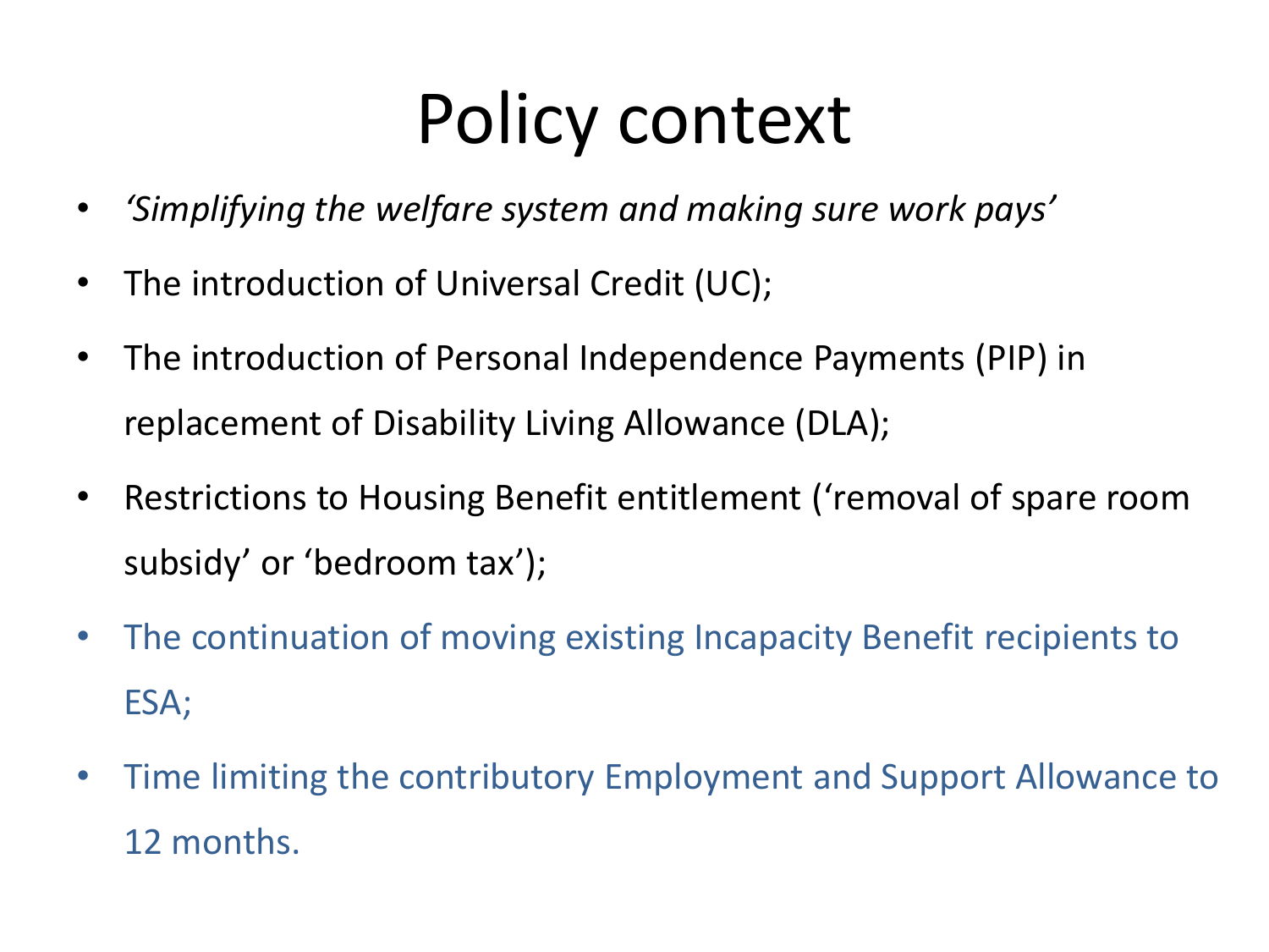# Policy context

- *'Simplifying the welfare system and making sure work pays'*
- The introduction of Universal Credit (UC);
- The introduction of Personal Independence Payments (PIP) in replacement of Disability Living Allowance (DLA);
- Restrictions to Housing Benefit entitlement ('removal of spare room subsidy' or 'bedroom tax');
- The continuation of moving existing Incapacity Benefit recipients to ESA;
- Time limiting the contributory Employment and Support Allowance to 12 months.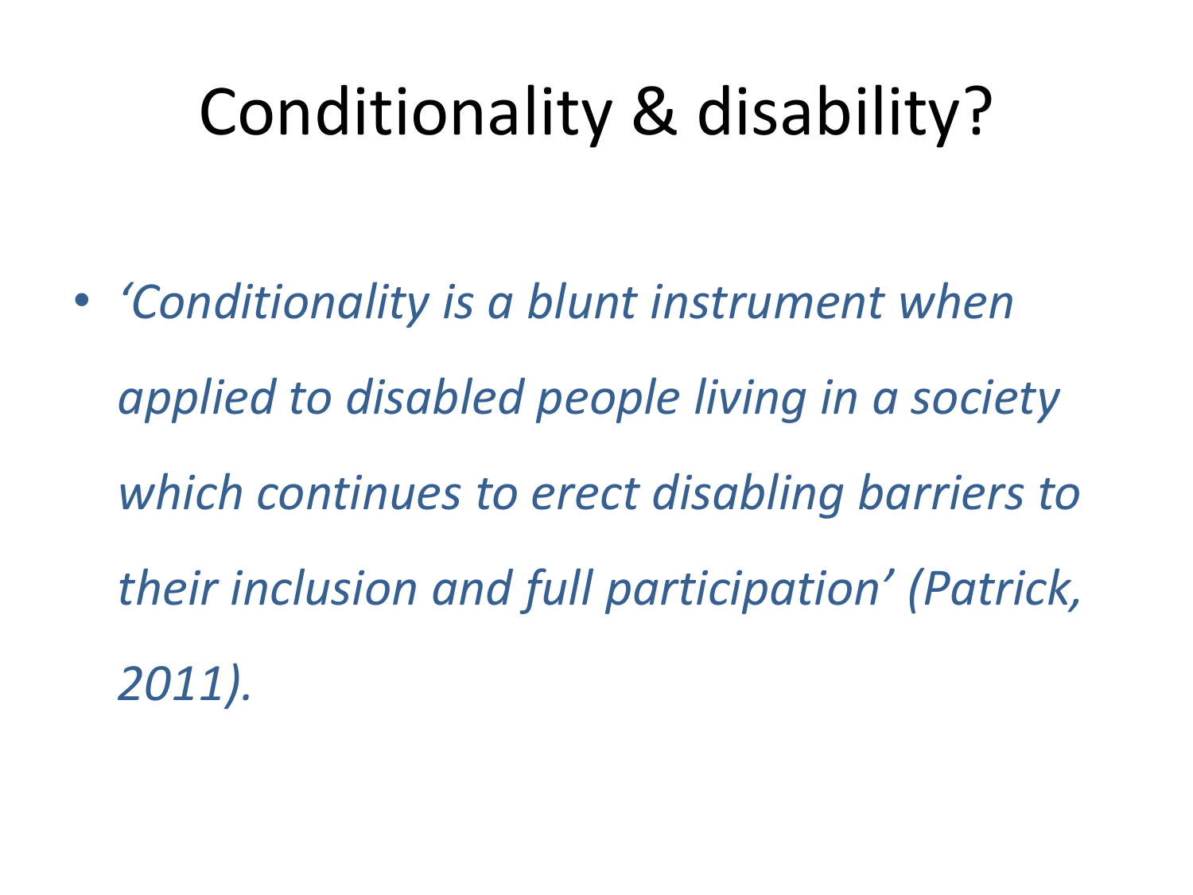# Conditionality & disability?

- *‘Conditionality is a blunt instrument when applied to disabled people living in a society which continues to erect disabling barriers to their inclusion and full participation’ (Patrick, 2011).*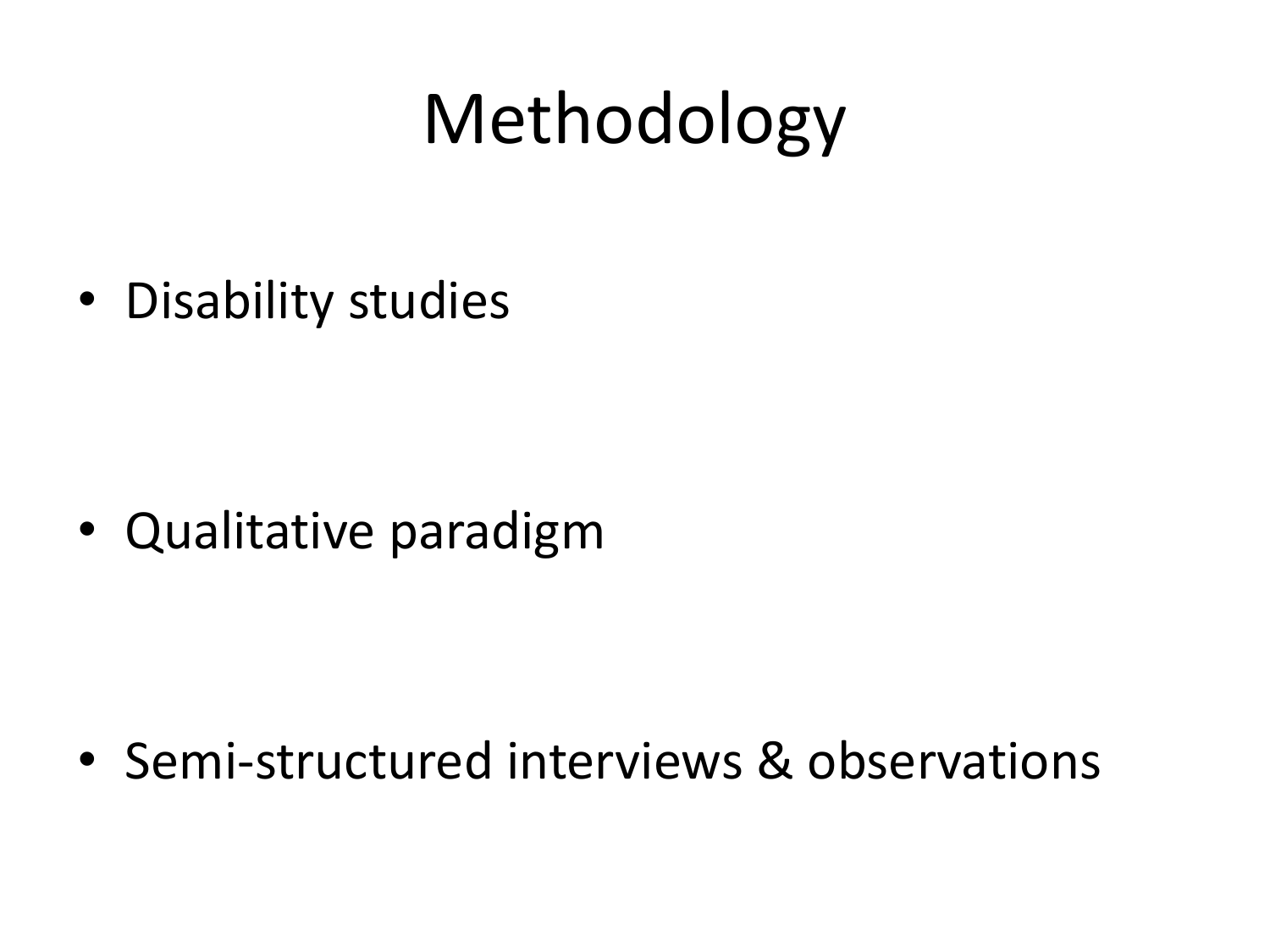# Methodology

- Disability studies

- Qualitative paradigm

- Semi-structured interviews & observations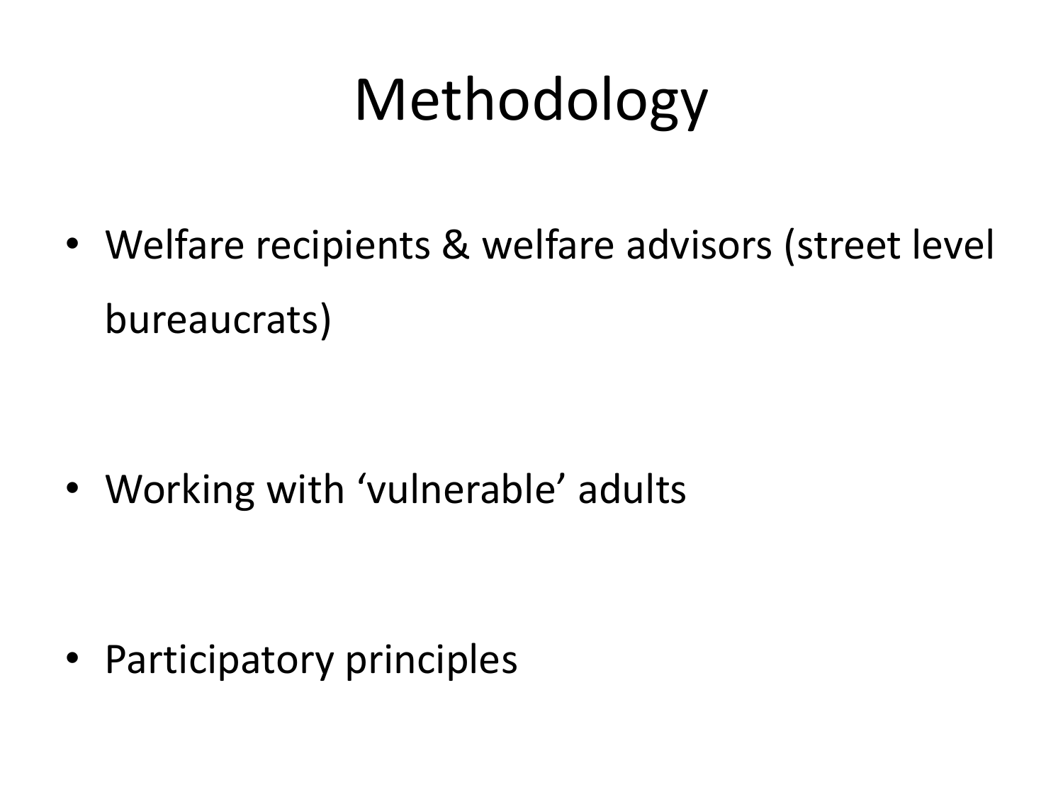# Methodology

- Welfare recipients & welfare advisors (street level bureaucrats)

- Working with 'vulnerable' adults

- Participatory principles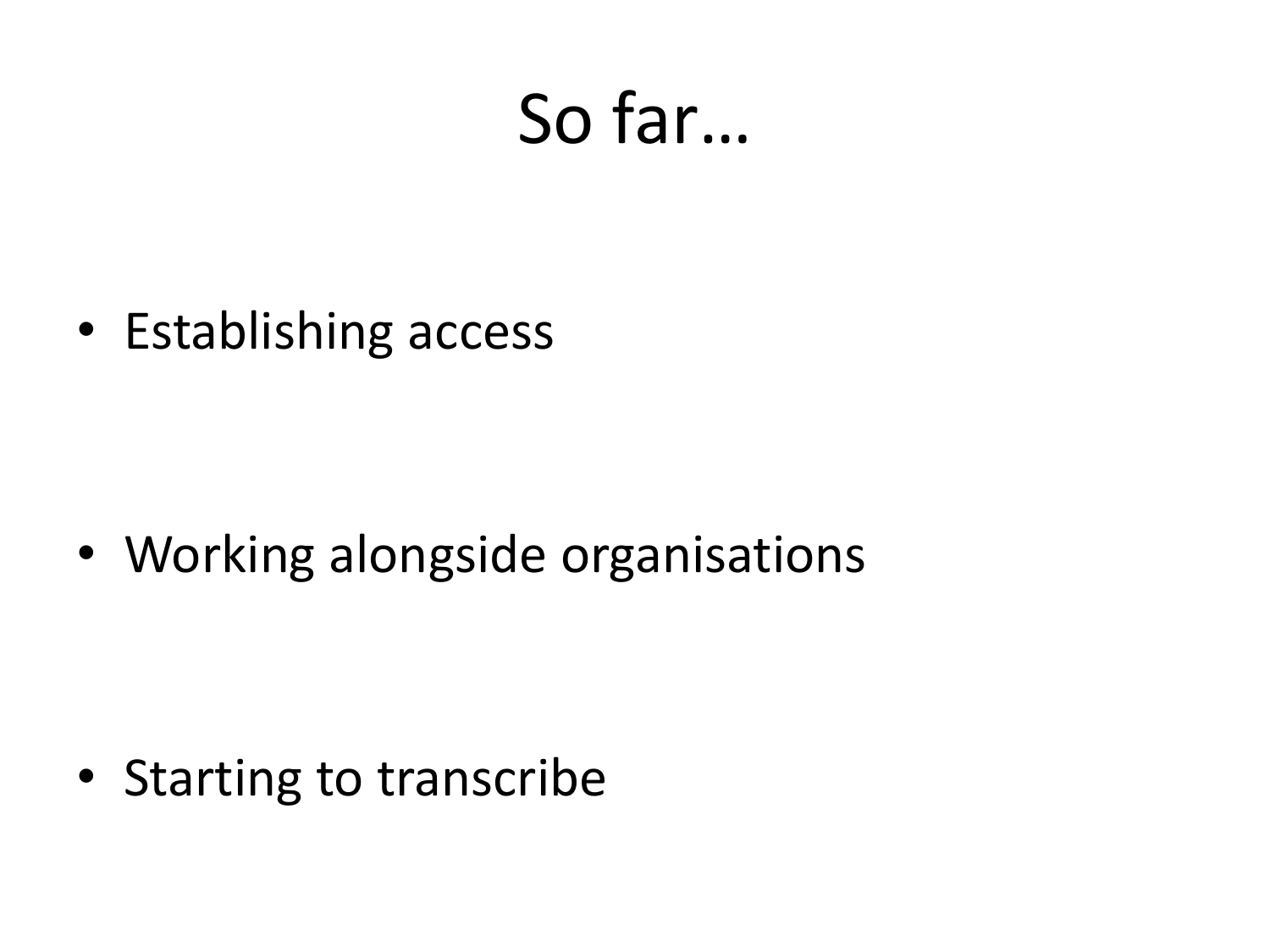# So far…

- Establishing access
- Working alongside organisations
- Starting to transcribe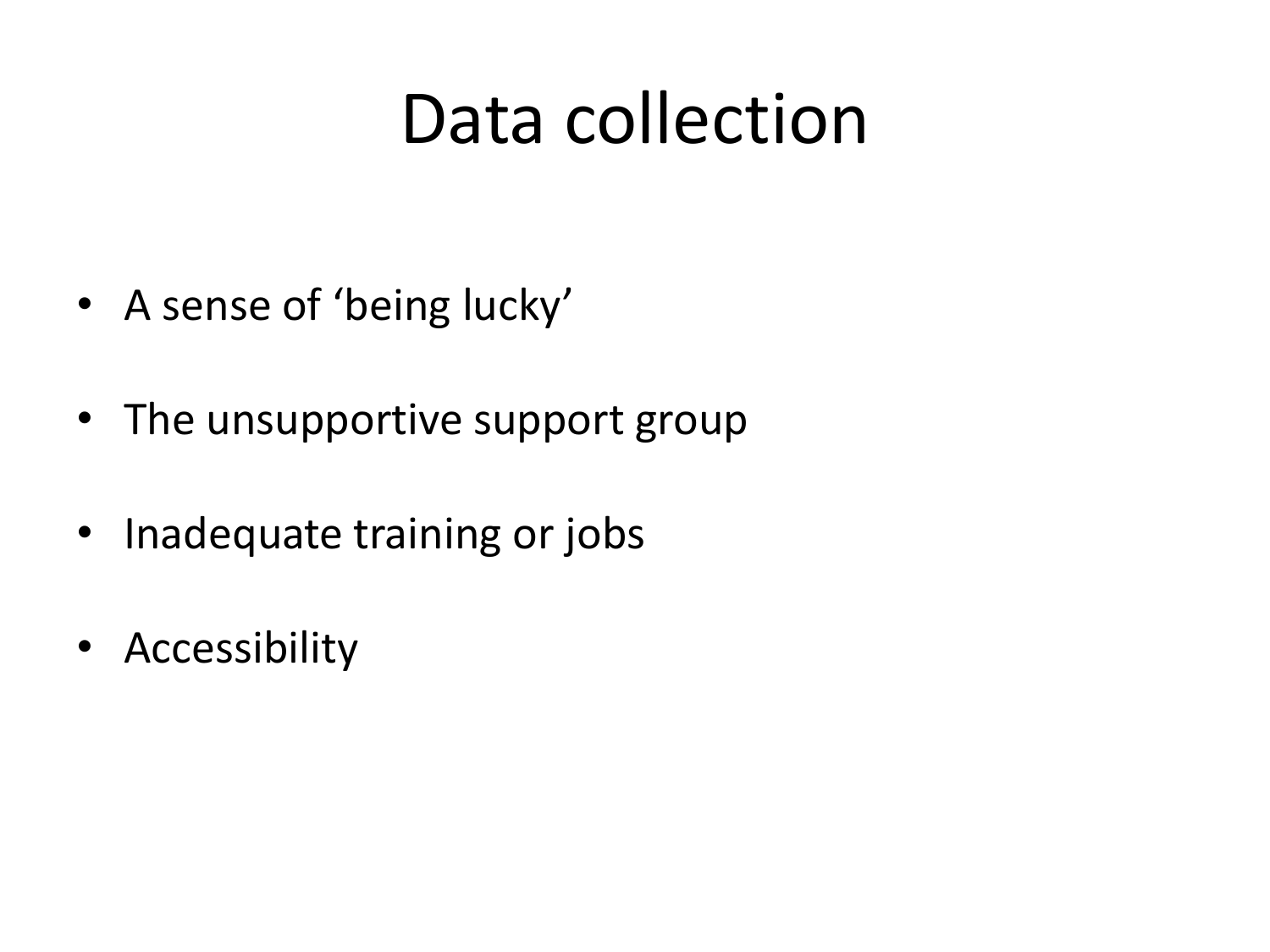# Data collection

- A sense of ‘being lucky’
- The unsupportive support group
- Inadequate training or jobs
- Accessibility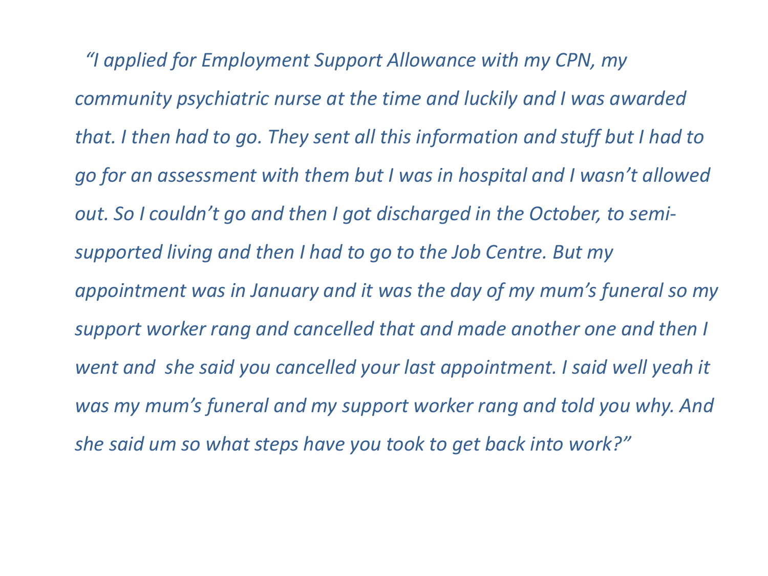*"I applied for Employment Support Allowance with my CPN, my community psychiatric nurse at the time and luckily and I was awarded that. I then had to go. They sent all this information and stuff but I had to go for an assessment with them but I was in hospital and I wasn't allowed out. So I couldn't go and then I got discharged in the October, to semi-supported living and then I had to go to the Job Centre. But my appointment was in January and it was the day of my mum's funeral so my support worker rang and cancelled that and made another one and then I went and she said you cancelled your last appointment. I said well yeah it was my mum's funeral and my support worker rang and told you why. And she said um so what steps have you took to get back into work?"*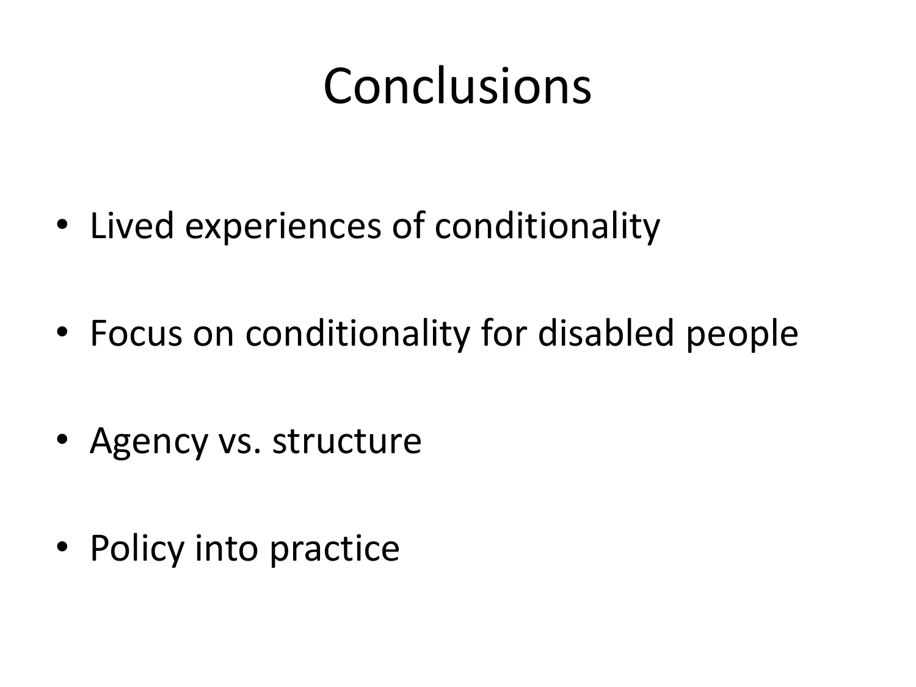# Conclusions

- Lived experiences of conditionality
- Focus on conditionality for disabled people
- Agency vs. structure
- Policy into practice